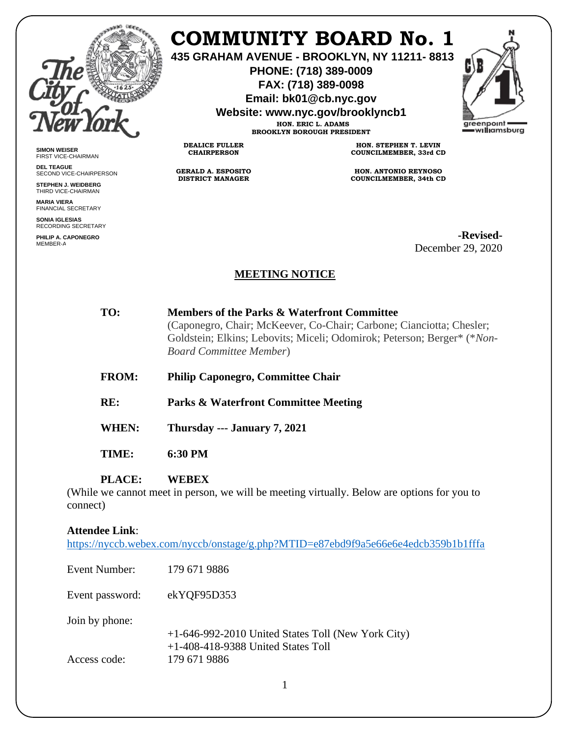# COMMUNITY BOARD No. 1

**435 GRAHAM AVENUE - BROOKLYN, NY 11211- 8813**
**PHONE: (718) 389-0009**
**FAX: (718) 389-0098**
**Email: bk01@cb.nyc.gov**
**Website: www.nyc.gov/brooklyncb1**

**HON. ERIC L. ADAMS**
**BROOKLYN BOROUGH PRESIDENT**

**DEALICE FULLER**
**CHAIRPERSON**

**GERALD A. ESPOSITO**
**DISTRICT MANAGER**

**HON. STEPHEN T. LEVIN**
**COUNCILMEMBER, 33rd CD**

**HON. ANTONIO REYNOSO**
**COUNCILMEMBER, 34th CD**

**SIMON WEISER**
FIRST VICE-CHAIRMAN

**DEL TEAGUE**
SECOND VICE-CHAIRPERSON

**STEPHEN J. WEIDBERG**
THIRD VICE-CHAIRMAN

**MARIA VIERA**
FINANCIAL SECRETARY

**SONIA IGLESIAS**
RECORDING SECRETARY

**PHILIP A. CAPONEGRO**
MEMBER-A

**-Revised-**
December 29, 2020

## MEETING NOTICE

**TO:** **Members of the Parks & Waterfront Committee**
(Caponegro, Chair; McKeever, Co-Chair; Carbone; Cianciotta; Chesler; Goldstein; Elkins; Lebovits; Miceli; Odomirok; Peterson; Berger* (**Non-Board Committee Member*)

**FROM:** **Philip Caponegro, Committee Chair**

**RE:** **Parks & Waterfront Committee Meeting**

**WHEN:** **Thursday --- January 7, 2021**

**TIME:** **6:30 PM**

**PLACE:** **WEBEX**
(While we cannot meet in person, we will be meeting virtually. Below are options for you to connect)

**Attendee Link**:
https://nyccb.webex.com/nyccb/onstage/g.php?MTID=e87ebd9f9a5e66e6e4edcb359b1b1fffa

Event Number: 179 671 9886

Event password: ekYQF95D353

Join by phone:
+1-646-992-2010 United States Toll (New York City)
+1-408-418-9388 United States Toll

Access code: 179 671 9886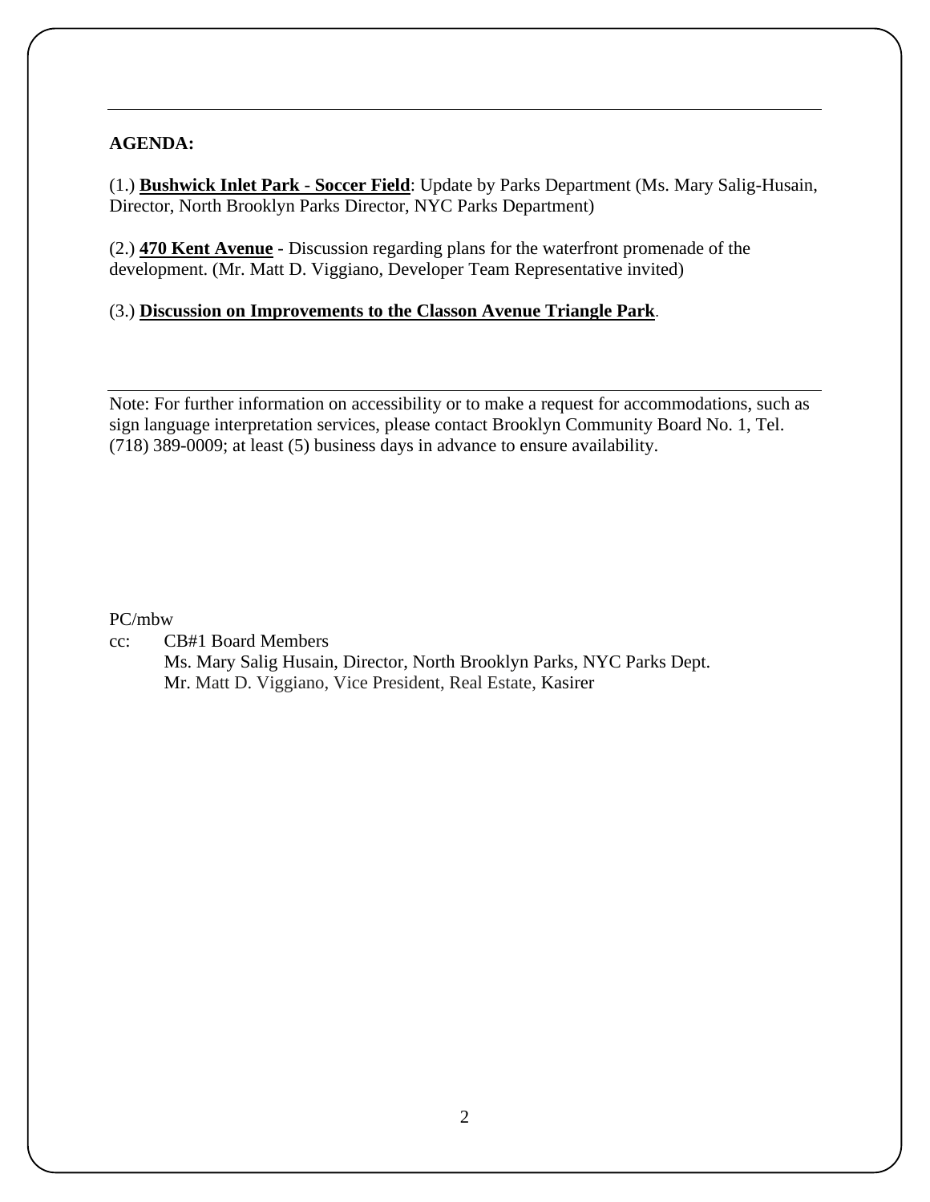---

**AGENDA:**

(1.) **Bushwick Inlet Park - Soccer Field**: Update by Parks Department (Ms. Mary Salig-Husain, Director, North Brooklyn Parks Director, NYC Parks Department)

(2.) **470 Kent Avenue** - Discussion regarding plans for the waterfront promenade of the development. (Mr. Matt D. Viggiano, Developer Team Representative invited)

(3.) **Discussion on Improvements to the Classon Avenue Triangle Park**.

---

Note: For further information on accessibility or to make a request for accommodations, such as sign language interpretation services, please contact Brooklyn Community Board No. 1, Tel. (718) 389-0009; at least (5) business days in advance to ensure availability.

PC/mbw

cc: CB#1 Board Members
Ms. Mary Salig Husain, Director, North Brooklyn Parks, NYC Parks Dept.
Mr. Matt D. Viggiano, Vice President, Real Estate, Kasirer